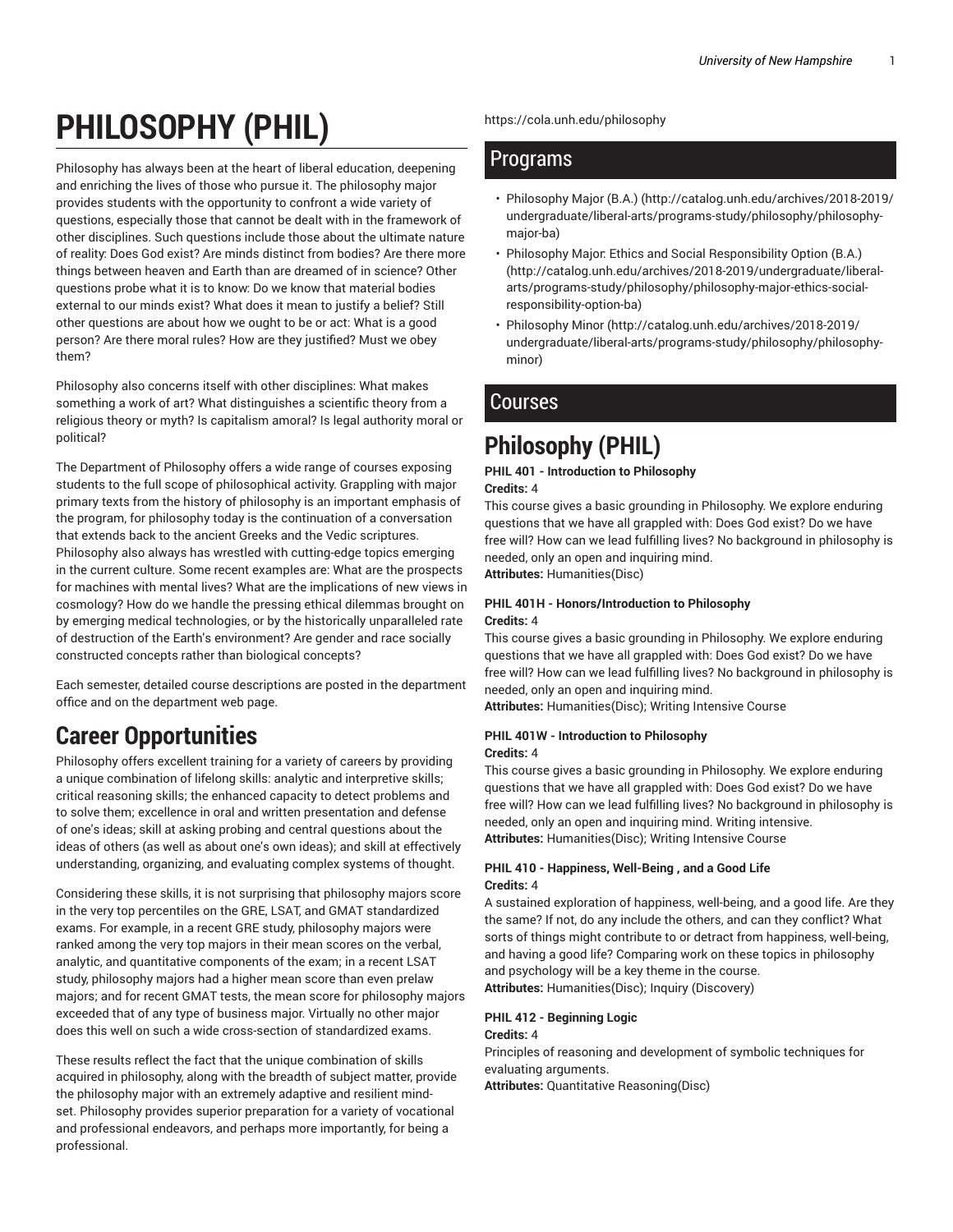# PHILOSOPHY (PHIL)

Philosophy has always been at the heart of liberal education, deepening and enriching the lives of those who pursue it. The philosophy major provides students with the opportunity to confront a wide variety of questions, especially those that cannot be dealt with in the framework of other disciplines. Such questions include those about the ultimate nature of reality: Does God exist? Are minds distinct from bodies? Are there more things between heaven and Earth than are dreamed of in science? Other questions probe what it is to know: Do we know that material bodies external to our minds exist? What does it mean to justify a belief? Still other questions are about how we ought to be or act: What is a good person? Are there moral rules? How are they justified? Must we obey them?

Philosophy also concerns itself with other disciplines: What makes something a work of art? What distinguishes a scientific theory from a religious theory or myth? Is capitalism amoral? Is legal authority moral or political?

The Department of Philosophy offers a wide range of courses exposing students to the full scope of philosophical activity. Grappling with major primary texts from the history of philosophy is an important emphasis of the program, for philosophy today is the continuation of a conversation that extends back to the ancient Greeks and the Vedic scriptures. Philosophy also always has wrestled with cutting-edge topics emerging in the current culture. Some recent examples are: What are the prospects for machines with mental lives? What are the implications of new views in cosmology? How do we handle the pressing ethical dilemmas brought on by emerging medical technologies, or by the historically unparalleled rate of destruction of the Earth's environment? Are gender and race socially constructed concepts rather than biological concepts?

Each semester, detailed course descriptions are posted in the department office and on the department web page.

## Career Opportunities

Philosophy offers excellent training for a variety of careers by providing a unique combination of lifelong skills: analytic and interpretive skills; critical reasoning skills; the enhanced capacity to detect problems and to solve them; excellence in oral and written presentation and defense of one's ideas; skill at asking probing and central questions about the ideas of others (as well as about one's own ideas); and skill at effectively understanding, organizing, and evaluating complex systems of thought.

Considering these skills, it is not surprising that philosophy majors score in the very top percentiles on the GRE, LSAT, and GMAT standardized exams. For example, in a recent GRE study, philosophy majors were ranked among the very top majors in their mean scores on the verbal, analytic, and quantitative components of the exam; in a recent LSAT study, philosophy majors had a higher mean score than even prelaw majors; and for recent GMAT tests, the mean score for philosophy majors exceeded that of any type of business major. Virtually no other major does this well on such a wide cross-section of standardized exams.

These results reflect the fact that the unique combination of skills acquired in philosophy, along with the breadth of subject matter, provide the philosophy major with an extremely adaptive and resilient mind-set. Philosophy provides superior preparation for a variety of vocational and professional endeavors, and perhaps more importantly, for being a professional.

https://cola.unh.edu/philosophy

## Programs

- Philosophy Major (B.A.) (http://catalog.unh.edu/archives/2018-2019/undergraduate/liberal-arts/programs-study/philosophy/philosophy-major-ba)
- Philosophy Major: Ethics and Social Responsibility Option (B.A.) (http://catalog.unh.edu/archives/2018-2019/undergraduate/liberal-arts/programs-study/philosophy/philosophy-major-ethics-social-responsibility-option-ba)
- Philosophy Minor (http://catalog.unh.edu/archives/2018-2019/undergraduate/liberal-arts/programs-study/philosophy/philosophy-minor)

## Courses

# Philosophy (PHIL)

**PHIL 401 - Introduction to Philosophy**
**Credits:** 4
This course gives a basic grounding in Philosophy. We explore enduring questions that we have all grappled with: Does God exist? Do we have free will? How can we lead fulfilling lives? No background in philosophy is needed, only an open and inquiring mind.
**Attributes:** Humanities(Disc)

**PHIL 401H - Honors/Introduction to Philosophy**
**Credits:** 4
This course gives a basic grounding in Philosophy. We explore enduring questions that we have all grappled with: Does God exist? Do we have free will? How can we lead fulfilling lives? No background in philosophy is needed, only an open and inquiring mind.
**Attributes:** Humanities(Disc); Writing Intensive Course

**PHIL 401W - Introduction to Philosophy**
**Credits:** 4
This course gives a basic grounding in Philosophy. We explore enduring questions that we have all grappled with: Does God exist? Do we have free will? How can we lead fulfilling lives? No background in philosophy is needed, only an open and inquiring mind. Writing intensive.
**Attributes:** Humanities(Disc); Writing Intensive Course

**PHIL 410 - Happiness, Well-Being , and a Good Life**
**Credits:** 4
A sustained exploration of happiness, well-being, and a good life. Are they the same? If not, do any include the others, and can they conflict? What sorts of things might contribute to or detract from happiness, well-being, and having a good life? Comparing work on these topics in philosophy and psychology will be a key theme in the course.
**Attributes:** Humanities(Disc); Inquiry (Discovery)

**PHIL 412 - Beginning Logic**
**Credits:** 4
Principles of reasoning and development of symbolic techniques for evaluating arguments.
**Attributes:** Quantitative Reasoning(Disc)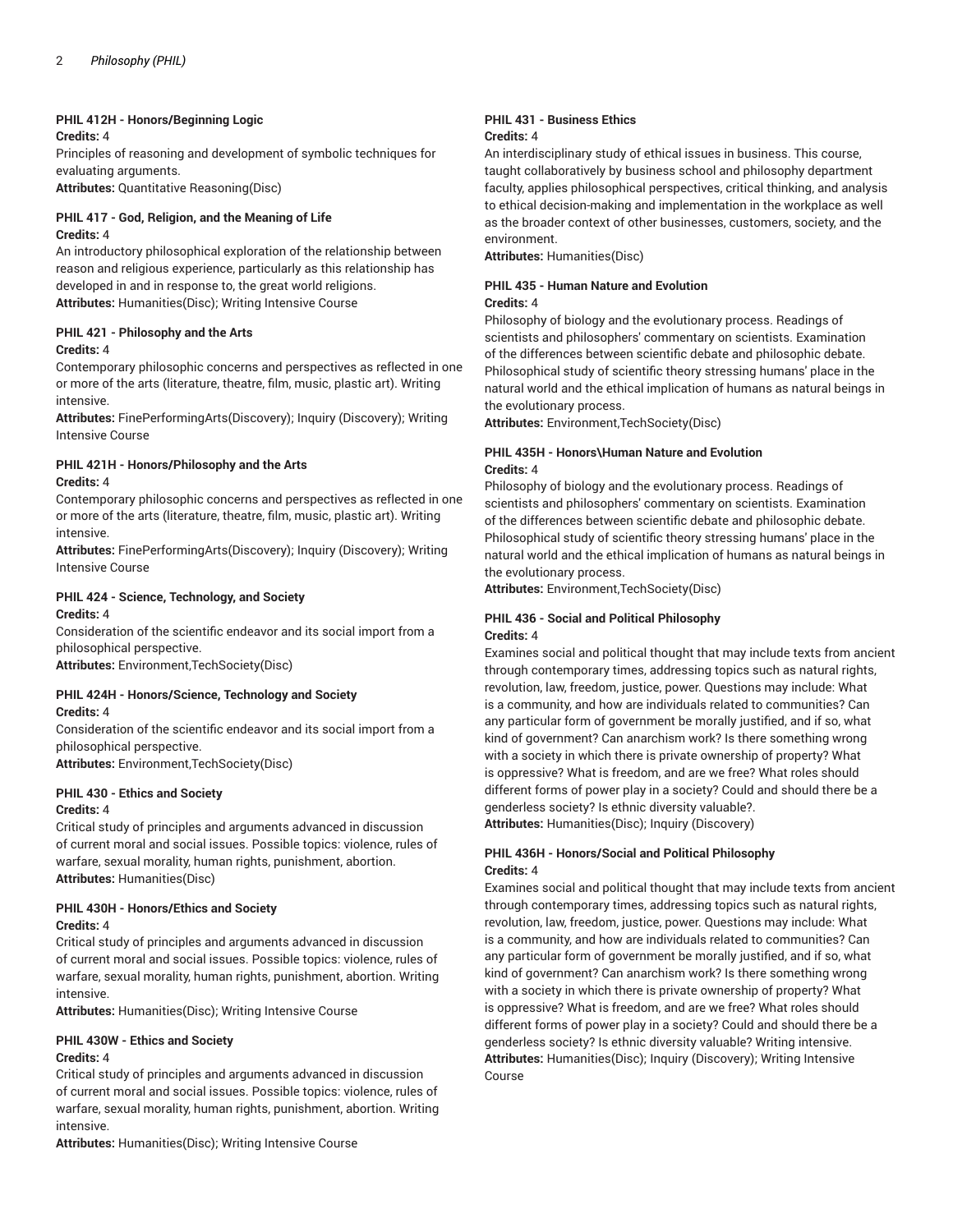#### PHIL 412H - Honors/Beginning Logic

**Credits:** 4

Principles of reasoning and development of symbolic techniques for evaluating arguments.

**Attributes:** Quantitative Reasoning(Disc)

#### PHIL 417 - God, Religion, and the Meaning of Life

**Credits:** 4

An introductory philosophical exploration of the relationship between reason and religious experience, particularly as this relationship has developed in and in response to, the great world religions.

**Attributes:** Humanities(Disc); Writing Intensive Course

#### PHIL 421 - Philosophy and the Arts

**Credits:** 4

Contemporary philosophic concerns and perspectives as reflected in one or more of the arts (literature, theatre, film, music, plastic art). Writing intensive.

**Attributes:** FinePerformingArts(Discovery); Inquiry (Discovery); Writing Intensive Course

#### PHIL 421H - Honors/Philosophy and the Arts

**Credits:** 4

Contemporary philosophic concerns and perspectives as reflected in one or more of the arts (literature, theatre, film, music, plastic art). Writing intensive.

**Attributes:** FinePerformingArts(Discovery); Inquiry (Discovery); Writing Intensive Course

#### PHIL 424 - Science, Technology, and Society

**Credits:** 4

Consideration of the scientific endeavor and its social import from a philosophical perspective.

**Attributes:** Environment,TechSociety(Disc)

#### PHIL 424H - Honors/Science, Technology and Society

**Credits:** 4

Consideration of the scientific endeavor and its social import from a philosophical perspective.

**Attributes:** Environment,TechSociety(Disc)

#### PHIL 430 - Ethics and Society

**Credits:** 4

Critical study of principles and arguments advanced in discussion of current moral and social issues. Possible topics: violence, rules of warfare, sexual morality, human rights, punishment, abortion.

**Attributes:** Humanities(Disc)

#### PHIL 430H - Honors/Ethics and Society

**Credits:** 4

Critical study of principles and arguments advanced in discussion of current moral and social issues. Possible topics: violence, rules of warfare, sexual morality, human rights, punishment, abortion. Writing intensive.

**Attributes:** Humanities(Disc); Writing Intensive Course

#### PHIL 430W - Ethics and Society

**Credits:** 4

Critical study of principles and arguments advanced in discussion of current moral and social issues. Possible topics: violence, rules of warfare, sexual morality, human rights, punishment, abortion. Writing intensive.

**Attributes:** Humanities(Disc); Writing Intensive Course

#### PHIL 431 - Business Ethics

**Credits:** 4

An interdisciplinary study of ethical issues in business. This course, taught collaboratively by business school and philosophy department faculty, applies philosophical perspectives, critical thinking, and analysis to ethical decision-making and implementation in the workplace as well as the broader context of other businesses, customers, society, and the environment.

**Attributes:** Humanities(Disc)

#### PHIL 435 - Human Nature and Evolution

**Credits:** 4

Philosophy of biology and the evolutionary process. Readings of scientists and philosophers' commentary on scientists. Examination of the differences between scientific debate and philosophic debate. Philosophical study of scientific theory stressing humans' place in the natural world and the ethical implication of humans as natural beings in the evolutionary process.

**Attributes:** Environment,TechSociety(Disc)

#### PHIL 435H - Honors\Human Nature and Evolution

**Credits:** 4

Philosophy of biology and the evolutionary process. Readings of scientists and philosophers' commentary on scientists. Examination of the differences between scientific debate and philosophic debate. Philosophical study of scientific theory stressing humans' place in the natural world and the ethical implication of humans as natural beings in the evolutionary process.

**Attributes:** Environment,TechSociety(Disc)

#### PHIL 436 - Social and Political Philosophy

**Credits:** 4

Examines social and political thought that may include texts from ancient through contemporary times, addressing topics such as natural rights, revolution, law, freedom, justice, power. Questions may include: What is a community, and how are individuals related to communities? Can any particular form of government be morally justified, and if so, what kind of government? Can anarchism work? Is there something wrong with a society in which there is private ownership of property? What is oppressive? What is freedom, and are we free? What roles should different forms of power play in a society? Could and should there be a genderless society? Is ethnic diversity valuable?.

**Attributes:** Humanities(Disc); Inquiry (Discovery)

#### PHIL 436H - Honors/Social and Political Philosophy

**Credits:** 4

Examines social and political thought that may include texts from ancient through contemporary times, addressing topics such as natural rights, revolution, law, freedom, justice, power. Questions may include: What is a community, and how are individuals related to communities? Can any particular form of government be morally justified, and if so, what kind of government? Can anarchism work? Is there something wrong with a society in which there is private ownership of property? What is oppressive? What is freedom, and are we free? What roles should different forms of power play in a society? Could and should there be a genderless society? Is ethnic diversity valuable? Writing intensive.

**Attributes:** Humanities(Disc); Inquiry (Discovery); Writing Intensive Course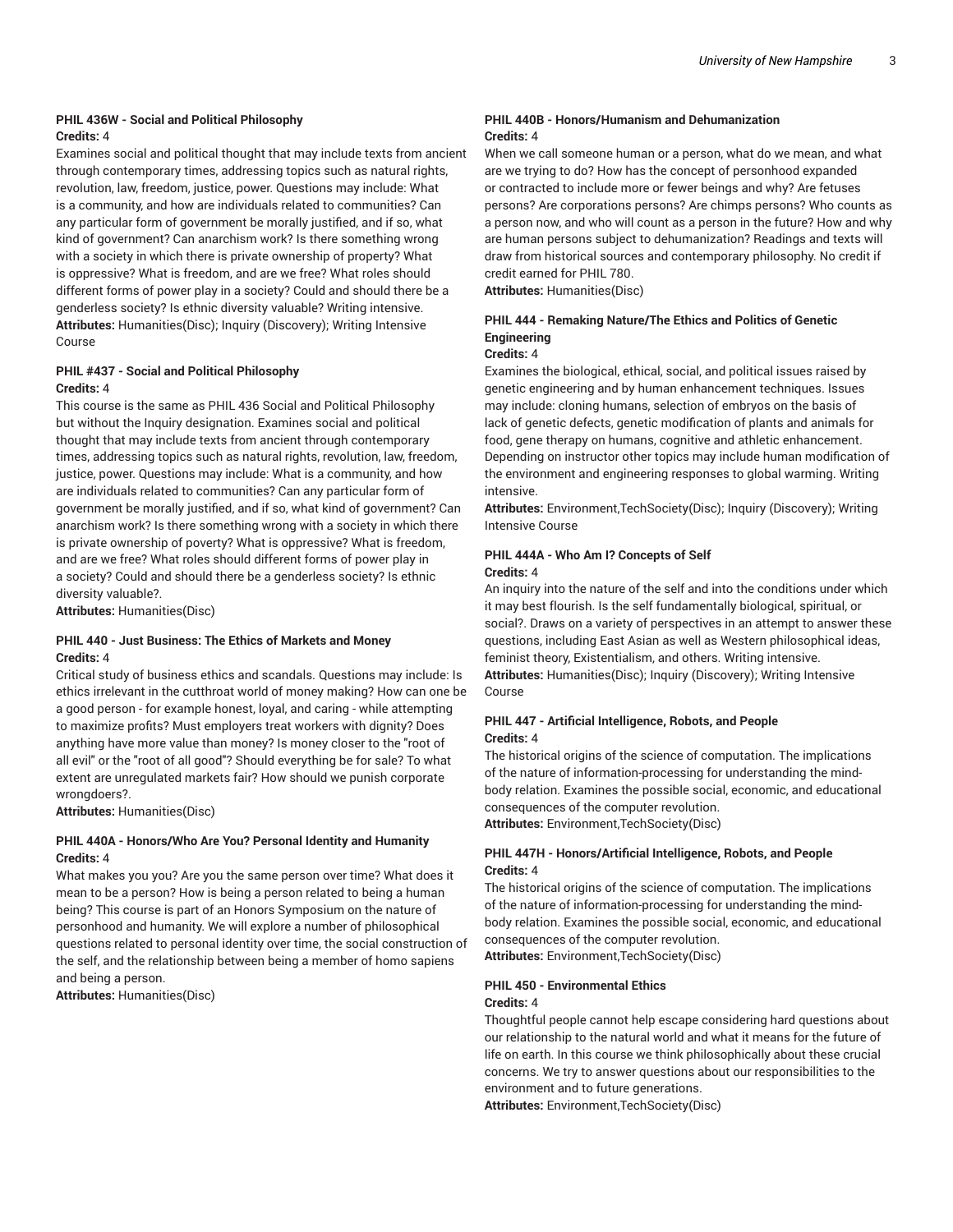### PHIL 436W - Social and Political Philosophy

**Credits:** 4

Examines social and political thought that may include texts from ancient through contemporary times, addressing topics such as natural rights, revolution, law, freedom, justice, power. Questions may include: What is a community, and how are individuals related to communities? Can any particular form of government be morally justified, and if so, what kind of government? Can anarchism work? Is there something wrong with a society in which there is private ownership of property? What is oppressive? What is freedom, and are we free? What roles should different forms of power play in a society? Could and should there be a genderless society? Is ethnic diversity valuable? Writing intensive.

**Attributes:** Humanities(Disc); Inquiry (Discovery); Writing Intensive Course

### PHIL #437 - Social and Political Philosophy

**Credits:** 4

This course is the same as PHIL 436 Social and Political Philosophy but without the Inquiry designation. Examines social and political thought that may include texts from ancient through contemporary times, addressing topics such as natural rights, revolution, law, freedom, justice, power. Questions may include: What is a community, and how are individuals related to communities? Can any particular form of government be morally justified, and if so, what kind of government? Can anarchism work? Is there something wrong with a society in which there is private ownership of poverty? What is oppressive? What is freedom, and are we free? What roles should different forms of power play in a society? Could and should there be a genderless society? Is ethnic diversity valuable?.

**Attributes:** Humanities(Disc)

### PHIL 440 - Just Business: The Ethics of Markets and Money

**Credits:** 4

Critical study of business ethics and scandals. Questions may include: Is ethics irrelevant in the cutthroat world of money making? How can one be a good person - for example honest, loyal, and caring - while attempting to maximize profits? Must employers treat workers with dignity? Does anything have more value than money? Is money closer to the "root of all evil" or the "root of all good"? Should everything be for sale? To what extent are unregulated markets fair? How should we punish corporate wrongdoers?.

**Attributes:** Humanities(Disc)

### PHIL 440A - Honors/Who Are You? Personal Identity and Humanity

**Credits:** 4

What makes you you? Are you the same person over time? What does it mean to be a person? How is being a person related to being a human being? This course is part of an Honors Symposium on the nature of personhood and humanity. We will explore a number of philosophical questions related to personal identity over time, the social construction of the self, and the relationship between being a member of homo sapiens and being a person.

**Attributes:** Humanities(Disc)

### PHIL 440B - Honors/Humanism and Dehumanization

**Credits:** 4

When we call someone human or a person, what do we mean, and what are we trying to do? How has the concept of personhood expanded or contracted to include more or fewer beings and why? Are fetuses persons? Are corporations persons? Are chimps persons? Who counts as a person now, and who will count as a person in the future? How and why are human persons subject to dehumanization? Readings and texts will draw from historical sources and contemporary philosophy. No credit if credit earned for PHIL 780.

**Attributes:** Humanities(Disc)

### PHIL 444 - Remaking Nature/The Ethics and Politics of Genetic Engineering

**Credits:** 4

Examines the biological, ethical, social, and political issues raised by genetic engineering and by human enhancement techniques. Issues may include: cloning humans, selection of embryos on the basis of lack of genetic defects, genetic modification of plants and animals for food, gene therapy on humans, cognitive and athletic enhancement. Depending on instructor other topics may include human modification of the environment and engineering responses to global warming. Writing intensive.

**Attributes:** Environment,TechSociety(Disc); Inquiry (Discovery); Writing Intensive Course

### PHIL 444A - Who Am I? Concepts of Self

**Credits:** 4

An inquiry into the nature of the self and into the conditions under which it may best flourish. Is the self fundamentally biological, spiritual, or social?. Draws on a variety of perspectives in an attempt to answer these questions, including East Asian as well as Western philosophical ideas, feminist theory, Existentialism, and others. Writing intensive.

**Attributes:** Humanities(Disc); Inquiry (Discovery); Writing Intensive Course

### PHIL 447 - Artificial Intelligence, Robots, and People

**Credits:** 4

The historical origins of the science of computation. The implications of the nature of information-processing for understanding the mind-body relation. Examines the possible social, economic, and educational consequences of the computer revolution.

**Attributes:** Environment,TechSociety(Disc)

### PHIL 447H - Honors/Artificial Intelligence, Robots, and People

**Credits:** 4

The historical origins of the science of computation. The implications of the nature of information-processing for understanding the mind-body relation. Examines the possible social, economic, and educational consequences of the computer revolution.

**Attributes:** Environment,TechSociety(Disc)

### PHIL 450 - Environmental Ethics

**Credits:** 4

Thoughtful people cannot help escape considering hard questions about our relationship to the natural world and what it means for the future of life on earth. In this course we think philosophically about these crucial concerns. We try to answer questions about our responsibilities to the environment and to future generations.

**Attributes:** Environment,TechSociety(Disc)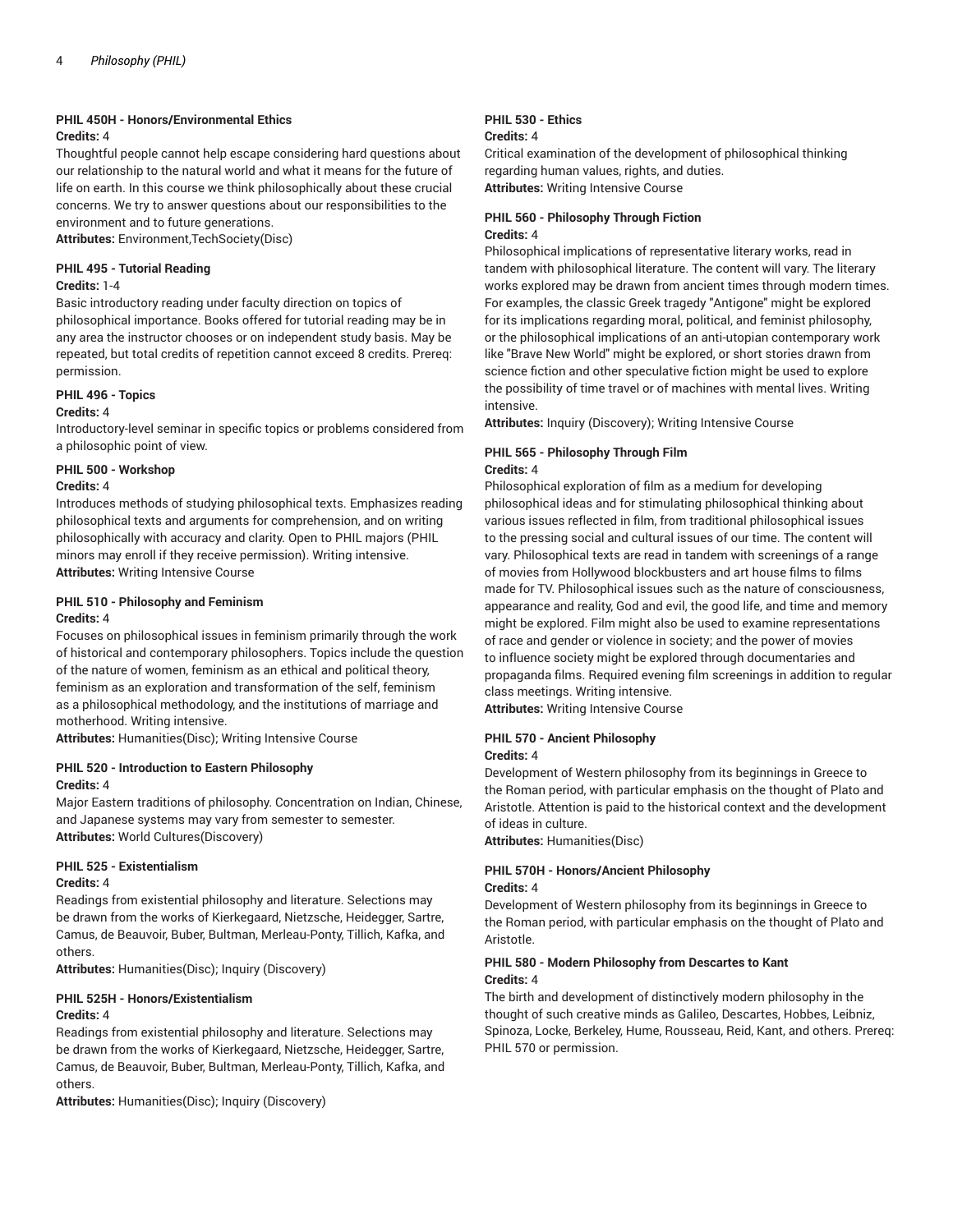#### PHIL 450H - Honors/Environmental Ethics

**Credits:** 4

Thoughtful people cannot help escape considering hard questions about our relationship to the natural world and what it means for the future of life on earth. In this course we think philosophically about these crucial concerns. We try to answer questions about our responsibilities to the environment and to future generations.

**Attributes:** Environment,TechSociety(Disc)

#### PHIL 495 - Tutorial Reading

**Credits:** 1-4

Basic introductory reading under faculty direction on topics of philosophical importance. Books offered for tutorial reading may be in any area the instructor chooses or on independent study basis. May be repeated, but total credits of repetition cannot exceed 8 credits. Prereq: permission.

#### PHIL 496 - Topics

**Credits:** 4

Introductory-level seminar in specific topics or problems considered from a philosophic point of view.

#### PHIL 500 - Workshop

**Credits:** 4

Introduces methods of studying philosophical texts. Emphasizes reading philosophical texts and arguments for comprehension, and on writing philosophically with accuracy and clarity. Open to PHIL majors (PHIL minors may enroll if they receive permission). Writing intensive.

**Attributes:** Writing Intensive Course

#### PHIL 510 - Philosophy and Feminism

**Credits:** 4

Focuses on philosophical issues in feminism primarily through the work of historical and contemporary philosophers. Topics include the question of the nature of women, feminism as an ethical and political theory, feminism as an exploration and transformation of the self, feminism as a philosophical methodology, and the institutions of marriage and motherhood. Writing intensive.

**Attributes:** Humanities(Disc); Writing Intensive Course

#### PHIL 520 - Introduction to Eastern Philosophy

**Credits:** 4

Major Eastern traditions of philosophy. Concentration on Indian, Chinese, and Japanese systems may vary from semester to semester.

**Attributes:** World Cultures(Discovery)

#### PHIL 525 - Existentialism

**Credits:** 4

Readings from existential philosophy and literature. Selections may be drawn from the works of Kierkegaard, Nietzsche, Heidegger, Sartre, Camus, de Beauvoir, Buber, Bultman, Merleau-Ponty, Tillich, Kafka, and others.

**Attributes:** Humanities(Disc); Inquiry (Discovery)

#### PHIL 525H - Honors/Existentialism

**Credits:** 4

Readings from existential philosophy and literature. Selections may be drawn from the works of Kierkegaard, Nietzsche, Heidegger, Sartre, Camus, de Beauvoir, Buber, Bultman, Merleau-Ponty, Tillich, Kafka, and others.

**Attributes:** Humanities(Disc); Inquiry (Discovery)

#### PHIL 530 - Ethics

**Credits:** 4

Critical examination of the development of philosophical thinking regarding human values, rights, and duties.

**Attributes:** Writing Intensive Course

#### PHIL 560 - Philosophy Through Fiction

**Credits:** 4

Philosophical implications of representative literary works, read in tandem with philosophical literature. The content will vary. The literary works explored may be drawn from ancient times through modern times. For examples, the classic Greek tragedy "Antigone" might be explored for its implications regarding moral, political, and feminist philosophy, or the philosophical implications of an anti-utopian contemporary work like "Brave New World" might be explored, or short stories drawn from science fiction and other speculative fiction might be used to explore the possibility of time travel or of machines with mental lives. Writing intensive.

**Attributes:** Inquiry (Discovery); Writing Intensive Course

#### PHIL 565 - Philosophy Through Film

**Credits:** 4

Philosophical exploration of film as a medium for developing philosophical ideas and for stimulating philosophical thinking about various issues reflected in film, from traditional philosophical issues to the pressing social and cultural issues of our time. The content will vary. Philosophical texts are read in tandem with screenings of a range of movies from Hollywood blockbusters and art house films to films made for TV. Philosophical issues such as the nature of consciousness, appearance and reality, God and evil, the good life, and time and memory might be explored. Film might also be used to examine representations of race and gender or violence in society; and the power of movies to influence society might be explored through documentaries and propaganda films. Required evening film screenings in addition to regular class meetings. Writing intensive.

**Attributes:** Writing Intensive Course

#### PHIL 570 - Ancient Philosophy

**Credits:** 4

Development of Western philosophy from its beginnings in Greece to the Roman period, with particular emphasis on the thought of Plato and Aristotle. Attention is paid to the historical context and the development of ideas in culture.

**Attributes:** Humanities(Disc)

#### PHIL 570H - Honors/Ancient Philosophy

**Credits:** 4

Development of Western philosophy from its beginnings in Greece to the Roman period, with particular emphasis on the thought of Plato and Aristotle.

#### PHIL 580 - Modern Philosophy from Descartes to Kant

**Credits:** 4

The birth and development of distinctively modern philosophy in the thought of such creative minds as Galileo, Descartes, Hobbes, Leibniz, Spinoza, Locke, Berkeley, Hume, Rousseau, Reid, Kant, and others. Prereq: PHIL 570 or permission.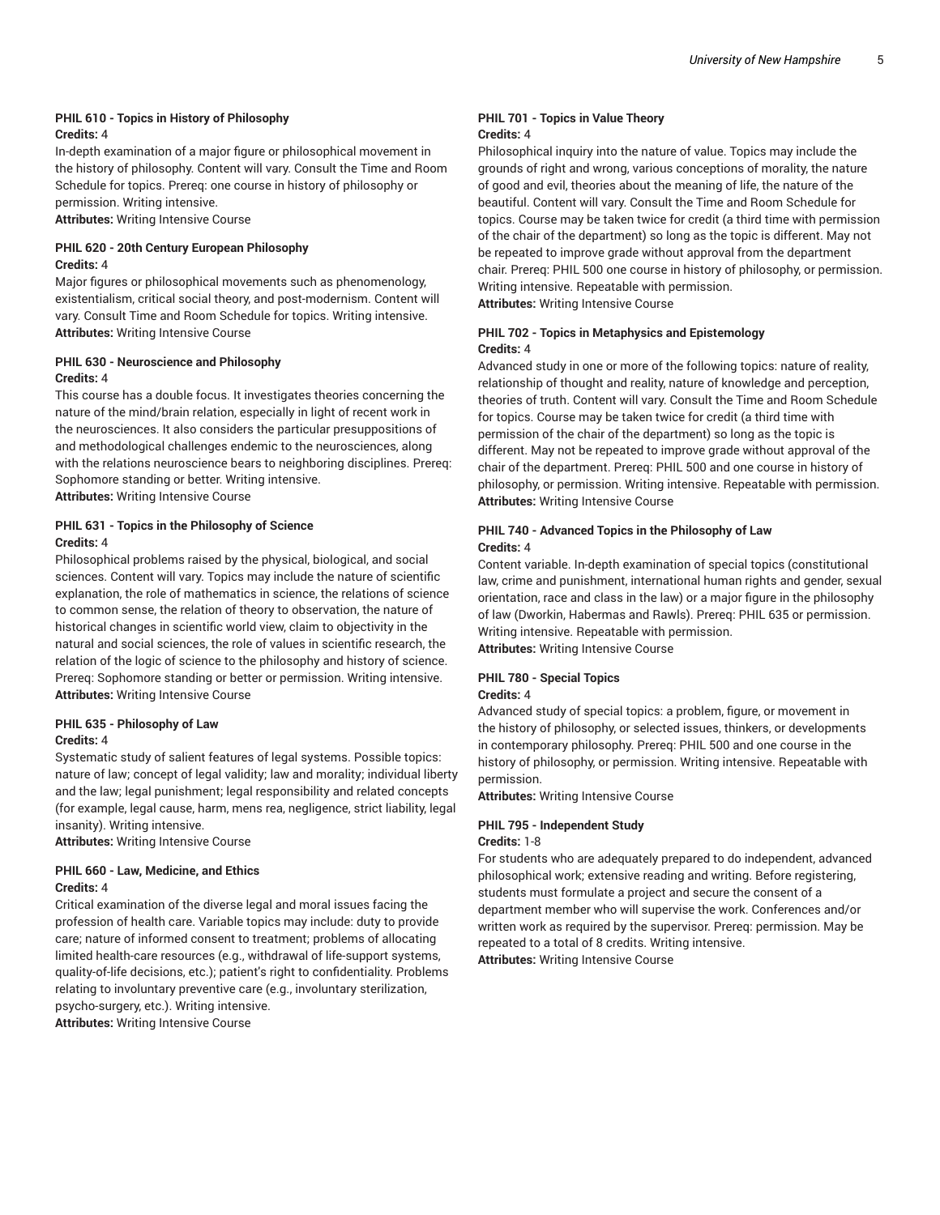#### PHIL 610 - Topics in History of Philosophy

**Credits:** 4

In-depth examination of a major figure or philosophical movement in the history of philosophy. Content will vary. Consult the Time and Room Schedule for topics. Prereq: one course in history of philosophy or permission. Writing intensive.

**Attributes:** Writing Intensive Course

#### PHIL 620 - 20th Century European Philosophy

**Credits:** 4

Major figures or philosophical movements such as phenomenology, existentialism, critical social theory, and post-modernism. Content will vary. Consult Time and Room Schedule for topics. Writing intensive.

**Attributes:** Writing Intensive Course

#### PHIL 630 - Neuroscience and Philosophy

**Credits:** 4

This course has a double focus. It investigates theories concerning the nature of the mind/brain relation, especially in light of recent work in the neurosciences. It also considers the particular presuppositions of and methodological challenges endemic to the neurosciences, along with the relations neuroscience bears to neighboring disciplines. Prereq: Sophomore standing or better. Writing intensive.

**Attributes:** Writing Intensive Course

#### PHIL 631 - Topics in the Philosophy of Science

**Credits:** 4

Philosophical problems raised by the physical, biological, and social sciences. Content will vary. Topics may include the nature of scientific explanation, the role of mathematics in science, the relations of science to common sense, the relation of theory to observation, the nature of historical changes in scientific world view, claim to objectivity in the natural and social sciences, the role of values in scientific research, the relation of the logic of science to the philosophy and history of science. Prereq: Sophomore standing or better or permission. Writing intensive.

**Attributes:** Writing Intensive Course

#### PHIL 635 - Philosophy of Law

**Credits:** 4

Systematic study of salient features of legal systems. Possible topics: nature of law; concept of legal validity; law and morality; individual liberty and the law; legal punishment; legal responsibility and related concepts (for example, legal cause, harm, mens rea, negligence, strict liability, legal insanity). Writing intensive.

**Attributes:** Writing Intensive Course

#### PHIL 660 - Law, Medicine, and Ethics

**Credits:** 4

Critical examination of the diverse legal and moral issues facing the profession of health care. Variable topics may include: duty to provide care; nature of informed consent to treatment; problems of allocating limited health-care resources (e.g., withdrawal of life-support systems, quality-of-life decisions, etc.); patient's right to confidentiality. Problems relating to involuntary preventive care (e.g., involuntary sterilization, psycho-surgery, etc.). Writing intensive.

**Attributes:** Writing Intensive Course

#### PHIL 701 - Topics in Value Theory

**Credits:** 4

Philosophical inquiry into the nature of value. Topics may include the grounds of right and wrong, various conceptions of morality, the nature of good and evil, theories about the meaning of life, the nature of the beautiful. Content will vary. Consult the Time and Room Schedule for topics. Course may be taken twice for credit (a third time with permission of the chair of the department) so long as the topic is different. May not be repeated to improve grade without approval from the department chair. Prereq: PHIL 500 one course in history of philosophy, or permission. Writing intensive. Repeatable with permission.

**Attributes:** Writing Intensive Course

#### PHIL 702 - Topics in Metaphysics and Epistemology

**Credits:** 4

Advanced study in one or more of the following topics: nature of reality, relationship of thought and reality, nature of knowledge and perception, theories of truth. Content will vary. Consult the Time and Room Schedule for topics. Course may be taken twice for credit (a third time with permission of the chair of the department) so long as the topic is different. May not be repeated to improve grade without approval of the chair of the department. Prereq: PHIL 500 and one course in history of philosophy, or permission. Writing intensive. Repeatable with permission.

**Attributes:** Writing Intensive Course

#### PHIL 740 - Advanced Topics in the Philosophy of Law

**Credits:** 4

Content variable. In-depth examination of special topics (constitutional law, crime and punishment, international human rights and gender, sexual orientation, race and class in the law) or a major figure in the philosophy of law (Dworkin, Habermas and Rawls). Prereq: PHIL 635 or permission. Writing intensive. Repeatable with permission.

**Attributes:** Writing Intensive Course

#### PHIL 780 - Special Topics

**Credits:** 4

Advanced study of special topics: a problem, figure, or movement in the history of philosophy, or selected issues, thinkers, or developments in contemporary philosophy. Prereq: PHIL 500 and one course in the history of philosophy, or permission. Writing intensive. Repeatable with permission.

**Attributes:** Writing Intensive Course

#### PHIL 795 - Independent Study

**Credits:** 1-8

For students who are adequately prepared to do independent, advanced philosophical work; extensive reading and writing. Before registering, students must formulate a project and secure the consent of a department member who will supervise the work. Conferences and/or written work as required by the supervisor. Prereq: permission. May be repeated to a total of 8 credits. Writing intensive.

**Attributes:** Writing Intensive Course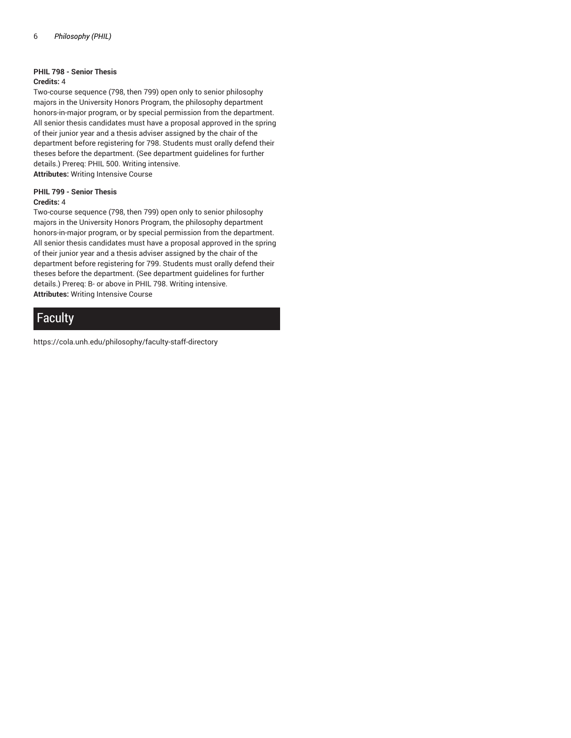#### PHIL 798 - Senior Thesis

**Credits:** 4

Two-course sequence (798, then 799) open only to senior philosophy majors in the University Honors Program, the philosophy department honors-in-major program, or by special permission from the department. All senior thesis candidates must have a proposal approved in the spring of their junior year and a thesis adviser assigned by the chair of the department before registering for 798. Students must orally defend their theses before the department. (See department guidelines for further details.) Prereq: PHIL 500. Writing intensive.

**Attributes:** Writing Intensive Course

#### PHIL 799 - Senior Thesis

**Credits:** 4

Two-course sequence (798, then 799) open only to senior philosophy majors in the University Honors Program, the philosophy department honors-in-major program, or by special permission from the department. All senior thesis candidates must have a proposal approved in the spring of their junior year and a thesis adviser assigned by the chair of the department before registering for 799. Students must orally defend their theses before the department. (See department guidelines for further details.) Prereq: B- or above in PHIL 798. Writing intensive.

**Attributes:** Writing Intensive Course

## Faculty

https://cola.unh.edu/philosophy/faculty-staff-directory